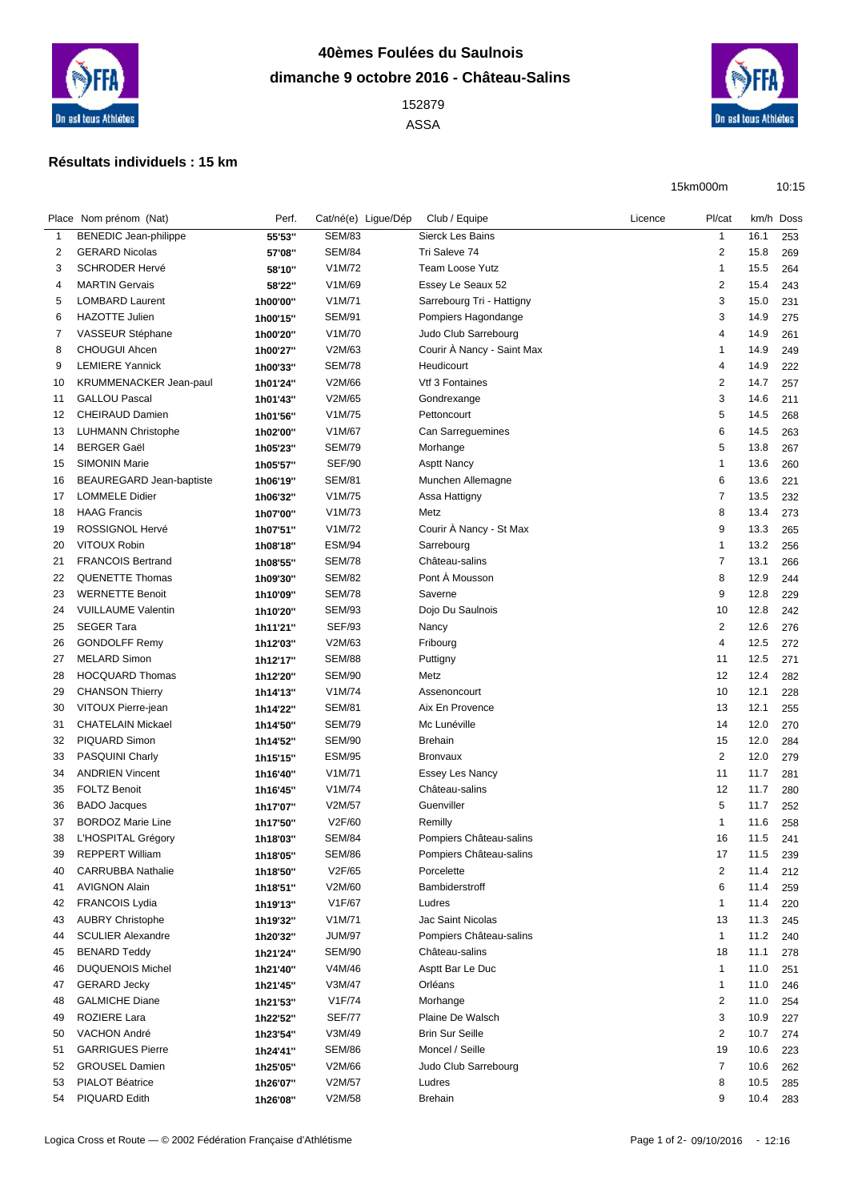# 40èmes Foulées du Saulnois

## dimanche 9 octobre 2016 - Château-Salins

152879

ASSA

### Résultats individuels : 15 km

15km000m 10:15

| Place | Nom prénom (Nat) | Perf. | Cat/né(e) | Ligue/Dép | Club / Equipe | Licence | Pl/cat | km/h | Doss |
|---|---|---|---|---|---|---|---|---|---|
| 1 | BENEDIC Jean-philippe | 55'53'' | SEM/83 | | Sierck Les Bains | | 1 | 16.1 | 253 |
| 2 | GERARD Nicolas | 57'08'' | SEM/84 | | Tri Saleve 74 | | 2 | 15.8 | 269 |
| 3 | SCHRODER Hervé | 58'10'' | V1M/72 | | Team Loose Yutz | | 1 | 15.5 | 264 |
| 4 | MARTIN Gervais | 58'22'' | V1M/69 | | Essey Le Seaux 52 | | 2 | 15.4 | 243 |
| 5 | LOMBARD Laurent | 1h00'00'' | V1M/71 | | Sarrebourg Tri - Hattigny | | 3 | 15.0 | 231 |
| 6 | HAZOTTE Julien | 1h00'15'' | SEM/91 | | Pompiers Hagondange | | 3 | 14.9 | 275 |
| 7 | VASSEUR Stéphane | 1h00'20'' | V1M/70 | | Judo Club Sarrebourg | | 4 | 14.9 | 261 |
| 8 | CHOUGUI Ahcen | 1h00'27'' | V2M/63 | | Courir À Nancy - Saint Max | | 1 | 14.9 | 249 |
| 9 | LEMIERE Yannick | 1h00'33'' | SEM/78 | | Heudicourt | | 4 | 14.9 | 222 |
| 10 | KRUMMENACKER Jean-paul | 1h01'24'' | V2M/66 | | Vtf 3 Fontaines | | 2 | 14.7 | 257 |
| 11 | GALLOU Pascal | 1h01'43'' | V2M/65 | | Gondrexange | | 3 | 14.6 | 211 |
| 12 | CHEIRAUD Damien | 1h01'56'' | V1M/75 | | Pettoncourt | | 5 | 14.5 | 268 |
| 13 | LUHMANN Christophe | 1h02'00'' | V1M/67 | | Can Sarreguemines | | 6 | 14.5 | 263 |
| 14 | BERGER Gaël | 1h05'23'' | SEM/79 | | Morhange | | 5 | 13.8 | 267 |
| 15 | SIMONIN Marie | 1h05'57'' | SEF/90 | | Asptt Nancy | | 1 | 13.6 | 260 |
| 16 | BEAUREGARD Jean-baptiste | 1h06'19'' | SEM/81 | | Munchen Allemagne | | 6 | 13.6 | 221 |
| 17 | LOMMELE Didier | 1h06'32'' | V1M/75 | | Assa Hattigny | | 7 | 13.5 | 232 |
| 18 | HAAG Francis | 1h07'00'' | V1M/73 | | Metz | | 8 | 13.4 | 273 |
| 19 | ROSSIGNOL Hervé | 1h07'51'' | V1M/72 | | Courir À Nancy - St Max | | 9 | 13.3 | 265 |
| 20 | VITOUX Robin | 1h08'18'' | ESM/94 | | Sarrebourg | | 1 | 13.2 | 256 |
| 21 | FRANCOIS Bertrand | 1h08'55'' | SEM/78 | | Château-salins | | 7 | 13.1 | 266 |
| 22 | QUENETTE Thomas | 1h09'30'' | SEM/82 | | Pont À Mousson | | 8 | 12.9 | 244 |
| 23 | WERNETTE Benoit | 1h10'09'' | SEM/78 | | Saverne | | 9 | 12.8 | 229 |
| 24 | VUILLAUME Valentin | 1h10'20'' | SEM/93 | | Dojo Du Saulnois | | 10 | 12.8 | 242 |
| 25 | SEGER Tara | 1h11'21'' | SEF/93 | | Nancy | | 2 | 12.6 | 276 |
| 26 | GONDOLFF Remy | 1h12'03'' | V2M/63 | | Fribourg | | 4 | 12.5 | 272 |
| 27 | MELARD Simon | 1h12'17'' | SEM/88 | | Puttigny | | 11 | 12.5 | 271 |
| 28 | HOCQUARD Thomas | 1h12'20'' | SEM/90 | | Metz | | 12 | 12.4 | 282 |
| 29 | CHANSON Thierry | 1h14'13'' | V1M/74 | | Assenoncourt | | 10 | 12.1 | 228 |
| 30 | VITOUX Pierre-jean | 1h14'22'' | SEM/81 | | Aix En Provence | | 13 | 12.1 | 255 |
| 31 | CHATELAIN Mickael | 1h14'50'' | SEM/79 | | Mc Lunéville | | 14 | 12.0 | 270 |
| 32 | PIQUARD Simon | 1h14'52'' | SEM/90 | | Brehain | | 15 | 12.0 | 284 |
| 33 | PASQUINI Charly | 1h15'15'' | ESM/95 | | Bronvaux | | 2 | 12.0 | 279 |
| 34 | ANDRIEN Vincent | 1h16'40'' | V1M/71 | | Essey Les Nancy | | 11 | 11.7 | 281 |
| 35 | FOLTZ Benoit | 1h16'45'' | V1M/74 | | Château-salins | | 12 | 11.7 | 280 |
| 36 | BADO Jacques | 1h17'07'' | V2M/57 | | Guenviller | | 5 | 11.7 | 252 |
| 37 | BORDOZ Marie Line | 1h17'50'' | V2F/60 | | Remilly | | 1 | 11.6 | 258 |
| 38 | L'HOSPITAL Grégory | 1h18'03'' | SEM/84 | | Pompiers Château-salins | | 16 | 11.5 | 241 |
| 39 | REPPERT William | 1h18'05'' | SEM/86 | | Pompiers Château-salins | | 17 | 11.5 | 239 |
| 40 | CARRUBBA Nathalie | 1h18'50'' | V2F/65 | | Porcelette | | 2 | 11.4 | 212 |
| 41 | AVIGNON Alain | 1h18'51'' | V2M/60 | | Bambiderstroff | | 6 | 11.4 | 259 |
| 42 | FRANCOIS Lydia | 1h19'13'' | V1F/67 | | Ludres | | 1 | 11.4 | 220 |
| 43 | AUBRY Christophe | 1h19'32'' | V1M/71 | | Jac Saint Nicolas | | 13 | 11.3 | 245 |
| 44 | SCULIER Alexandre | 1h20'32'' | JUM/97 | | Pompiers Château-salins | | 1 | 11.2 | 240 |
| 45 | BENARD Teddy | 1h21'24'' | SEM/90 | | Château-salins | | 18 | 11.1 | 278 |
| 46 | DUQUENOIS Michel | 1h21'40'' | V4M/46 | | Asptt Bar Le Duc | | 1 | 11.0 | 251 |
| 47 | GERARD Jecky | 1h21'45'' | V3M/47 | | Orléans | | 1 | 11.0 | 246 |
| 48 | GALMICHE Diane | 1h21'53'' | V1F/74 | | Morhange | | 2 | 11.0 | 254 |
| 49 | ROZIERE Lara | 1h22'52'' | SEF/77 | | Plaine De Walsch | | 3 | 10.9 | 227 |
| 50 | VACHON André | 1h23'54'' | V3M/49 | | Brin Sur Seille | | 2 | 10.7 | 274 |
| 51 | GARRIGUES Pierre | 1h24'41'' | SEM/86 | | Moncel / Seille | | 19 | 10.6 | 223 |
| 52 | GROUSEL Damien | 1h25'05'' | V2M/66 | | Judo Club Sarrebourg | | 7 | 10.6 | 262 |
| 53 | PIALOT Béatrice | 1h26'07'' | V2M/57 | | Ludres | | 8 | 10.5 | 285 |
| 54 | PIQUARD Edith | 1h26'08'' | V2M/58 | | Brehain | | 9 | 10.4 | 283 |

Logica Cross et Route — © 2002 Fédération Française d'Athlétisme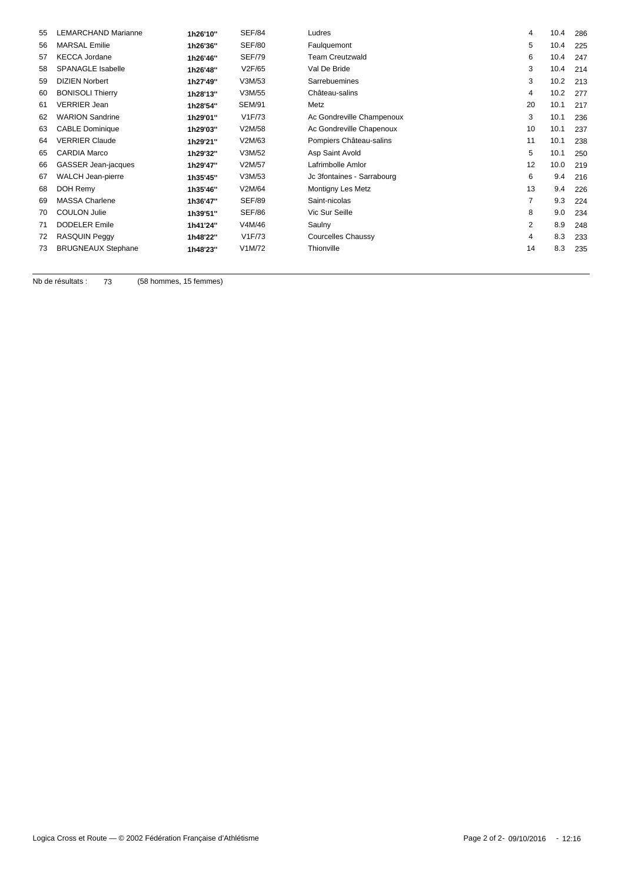| | | | | | | | |
|---|---|---|---|---|---|---|---|
| 55 | LEMARCHAND Marianne | **1h26'10''** | SEF/84 | Ludres | 4 | 10.4 | 286 |
| 56 | MARSAL Emilie | **1h26'36''** | SEF/80 | Faulquemont | 5 | 10.4 | 225 |
| 57 | KECCA Jordane | **1h26'46''** | SEF/79 | Team Creutzwald | 6 | 10.4 | 247 |
| 58 | SPANAGLE Isabelle | **1h26'48''** | V2F/65 | Val De Bride | 3 | 10.4 | 214 |
| 59 | DIZIEN Norbert | **1h27'49''** | V3M/53 | Sarrebuemines | 3 | 10.2 | 213 |
| 60 | BONISOLI Thierry | **1h28'13''** | V3M/55 | Château-salins | 4 | 10.2 | 277 |
| 61 | VERRIER Jean | **1h28'54''** | SEM/91 | Metz | 20 | 10.1 | 217 |
| 62 | WARION Sandrine | **1h29'01''** | V1F/73 | Ac Gondreville Champenoux | 3 | 10.1 | 236 |
| 63 | CABLE Dominique | **1h29'03''** | V2M/58 | Ac Gondreville Chapenoux | 10 | 10.1 | 237 |
| 64 | VERRIER Claude | **1h29'21''** | V2M/63 | Pompiers Château-salins | 11 | 10.1 | 238 |
| 65 | CARDIA Marco | **1h29'32''** | V3M/52 | Asp Saint Avold | 5 | 10.1 | 250 |
| 66 | GASSER Jean-jacques | **1h29'47''** | V2M/57 | Lafrimbolle Amlor | 12 | 10.0 | 219 |
| 67 | WALCH Jean-pierre | **1h35'45''** | V3M/53 | Jc 3fontaines - Sarrabourg | 6 | 9.4 | 216 |
| 68 | DOH Remy | **1h35'46''** | V2M/64 | Montigny Les Metz | 13 | 9.4 | 226 |
| 69 | MASSA Charlene | **1h36'47''** | SEF/89 | Saint-nicolas | 7 | 9.3 | 224 |
| 70 | COULON Julie | **1h39'51''** | SEF/86 | Vic Sur Seille | 8 | 9.0 | 234 |
| 71 | DODELER Emile | **1h41'24''** | V4M/46 | Saulny | 2 | 8.9 | 248 |
| 72 | RASQUIN Peggy | **1h48'22''** | V1F/73 | Courcelles Chaussy | 4 | 8.3 | 233 |
| 73 | BRUGNEAUX Stephane | **1h48'23''** | V1M/72 | Thionville | 14 | 8.3 | 235 |

Nb de résultats : 73 (58 hommes, 15 femmes)

Logica Cross et Route — © 2002 Fédération Française d'Athlétisme 09/10/2016 - 12:16